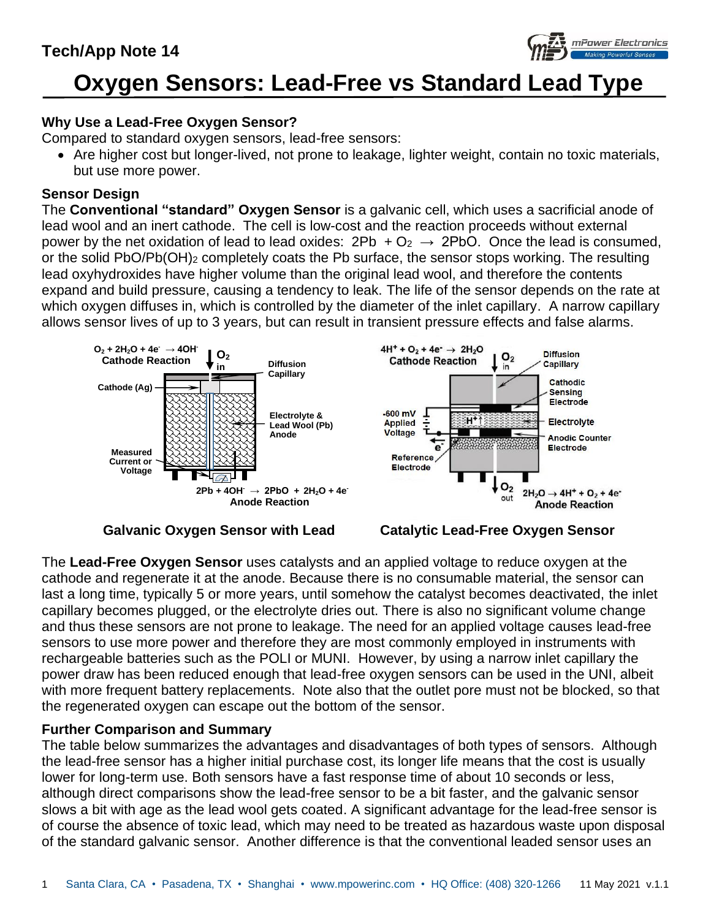# Oxygen Sensors: Lead-Free vs Standard Lead Type

## Why Use a Lead-Free Oxygen Sensor?

Compared to standard oxygen sensors, lead-free sensors:

- Are higher cost but longer-lived, not prone to leakage, lighter weight, contain no toxic materials, but use more power.

## Sensor Design

The **Conventional "standard" Oxygen Sensor** is a galvanic cell, which uses a sacrificial anode of lead wool and an inert cathode. The cell is low-cost and the reaction proceeds without external power by the net oxidation of lead to lead oxides: $2Pb + O_2 \rightarrow 2PbO$. Once the lead is consumed, or the solid $PbO/Pb(OH)_2$ completely coats the Pb surface, the sensor stops working. The resulting lead oxyhydroxides have higher volume than the original lead wool, and therefore the contents expand and build pressure, causing a tendency to leak. The life of the sensor depends on the rate at which oxygen diffuses in, which is controlled by the diameter of the inlet capillary. A narrow capillary allows sensor lives of up to 3 years, but can result in transient pressure effects and false alarms.

$O_2 + 2H_2O + 4e^- \rightarrow 4OH^-$ Cathode Reaction

$2Pb + 4OH^- \rightarrow 2PbO + 2H_2O + 4e^-$ Anode Reaction

Galvanic Oxygen Sensor with Lead

$4H^+ + O_2 + 4e^- \rightarrow 2H_2O$ Cathode Reaction

$2H_2O \rightarrow 4H^+ + O_2 + 4e^-$ Anode Reaction

Catalytic Lead-Free Oxygen Sensor

The **Lead-Free Oxygen Sensor** uses catalysts and an applied voltage to reduce oxygen at the cathode and regenerate it at the anode. Because there is no consumable material, the sensor can last a long time, typically 5 or more years, until somehow the catalyst becomes deactivated, the inlet capillary becomes plugged, or the electrolyte dries out. There is also no significant volume change and thus these sensors are not prone to leakage. The need for an applied voltage causes lead-free sensors to use more power and therefore they are most commonly employed in instruments with rechargeable batteries such as the POLI or MUNI. However, by using a narrow inlet capillary the power draw has been reduced enough that lead-free oxygen sensors can be used in the UNI, albeit with more frequent battery replacements. Note also that the outlet pore must not be blocked, so that the regenerated oxygen can escape out the bottom of the sensor.

## Further Comparison and Summary

The table below summarizes the advantages and disadvantages of both types of sensors. Although the lead-free sensor has a higher initial purchase cost, its longer life means that the cost is usually lower for long-term use. Both sensors have a fast response time of about 10 seconds or less, although direct comparisons show the lead-free sensor to be a bit faster, and the galvanic sensor slows a bit with age as the lead wool gets coated. A significant advantage for the lead-free sensor is of course the absence of toxic lead, which may need to be treated as hazardous waste upon disposal of the standard galvanic sensor. Another difference is that the conventional leaded sensor uses an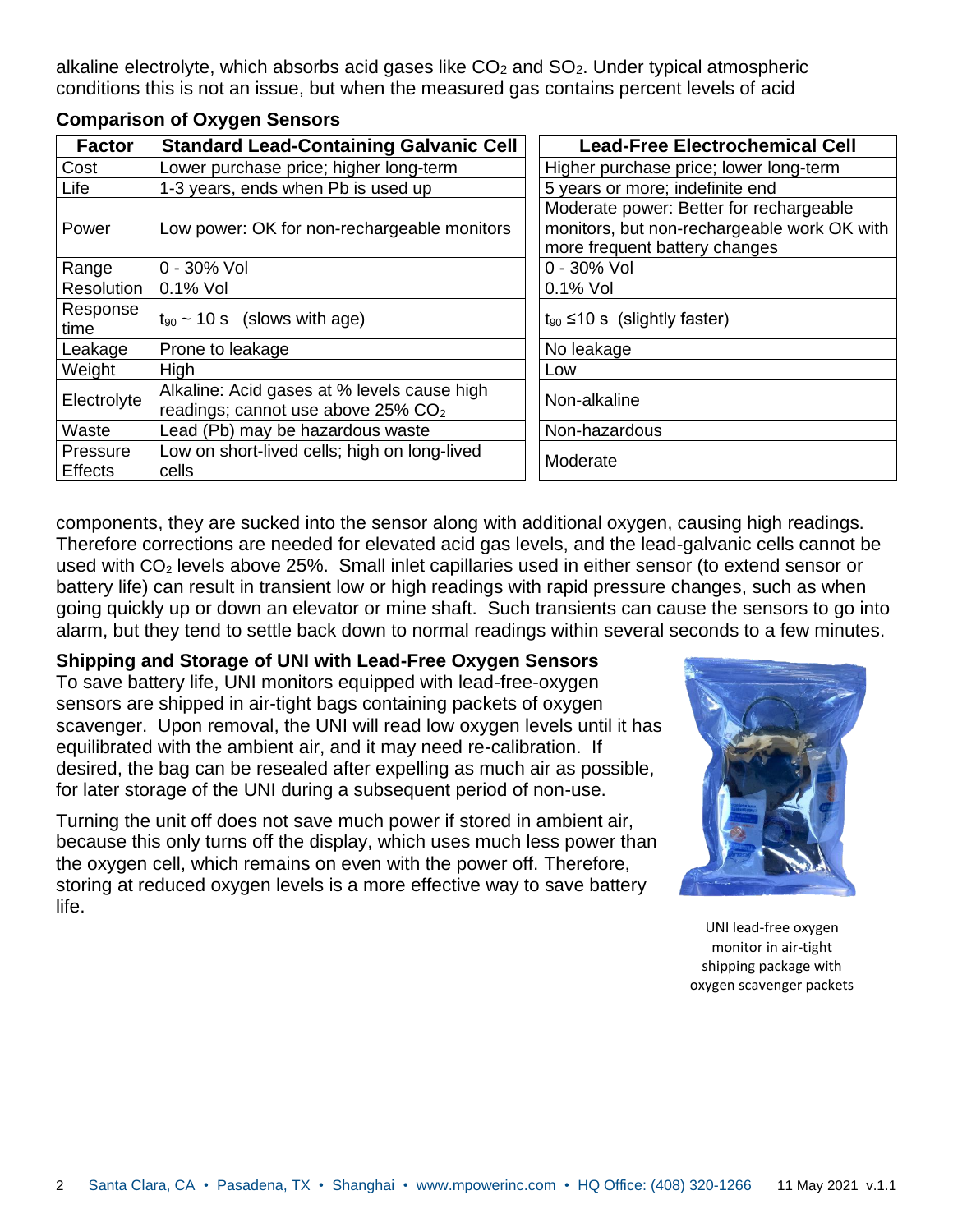alkaline electrolyte, which absorbs acid gases like $CO_2$ and $SO_2$. Under typical atmospheric conditions this is not an issue, but when the measured gas contains percent levels of acid components, they are sucked into the sensor along with additional oxygen, causing high readings. Therefore corrections are needed for elevated acid gas levels, and the lead-galvanic cells cannot be used with $CO_2$ levels above 25%. Small inlet capillaries used in either sensor (to extend sensor or battery life) can result in transient low or high readings with rapid pressure changes, such as when going quickly up or down an elevator or mine shaft. Such transients can cause the sensors to go into alarm, but they tend to settle back down to normal readings within several seconds to a few minutes.

**Comparison of Oxygen Sensors**

| Factor | Standard Lead-Containing Galvanic Cell | Lead-Free Electrochemical Cell |
|---|---|---|
| Cost | Lower purchase price; higher long-term | Higher purchase price; lower long-term |
| Life | 1-3 years, ends when Pb is used up | 5 years or more; indefinite end |
| Power | Low power: OK for non-rechargeable monitors | Moderate power: Better for rechargeable monitors, but non-rechargeable work OK with more frequent battery changes |
| Range | 0 - 30% Vol | 0 - 30% Vol |
| Resolution | 0.1% Vol | 0.1% Vol |
| Response time | $t_{90}$ ~ 10 s (slows with age) | $t_{90}$ ≤10 s (slightly faster) |
| Leakage | Prone to leakage | No leakage |
| Weight | High | Low |
| Electrolyte | Alkaline: Acid gases at % levels cause high readings; cannot use above 25% $CO_2$ | Non-alkaline |
| Waste | Lead (Pb) may be hazardous waste | Non-hazardous |
| Pressure Effects | Low on short-lived cells; high on long-lived cells | Moderate |

**Shipping and Storage of UNI with Lead-Free Oxygen Sensors**

To save battery life, UNI monitors equipped with lead-free-oxygen sensors are shipped in air-tight bags containing packets of oxygen scavenger. Upon removal, the UNI will read low oxygen levels until it has equilibrated with the ambient air, and it may need re-calibration. If desired, the bag can be resealed after expelling as much air as possible, for later storage of the UNI during a subsequent period of non-use.

Turning the unit off does not save much power if stored in ambient air, because this only turns off the display, which uses much less power than the oxygen cell, which remains on even with the power off. Therefore, storing at reduced oxygen levels is a more effective way to save battery life.

UNI lead-free oxygen monitor in air-tight shipping package with oxygen scavenger packets